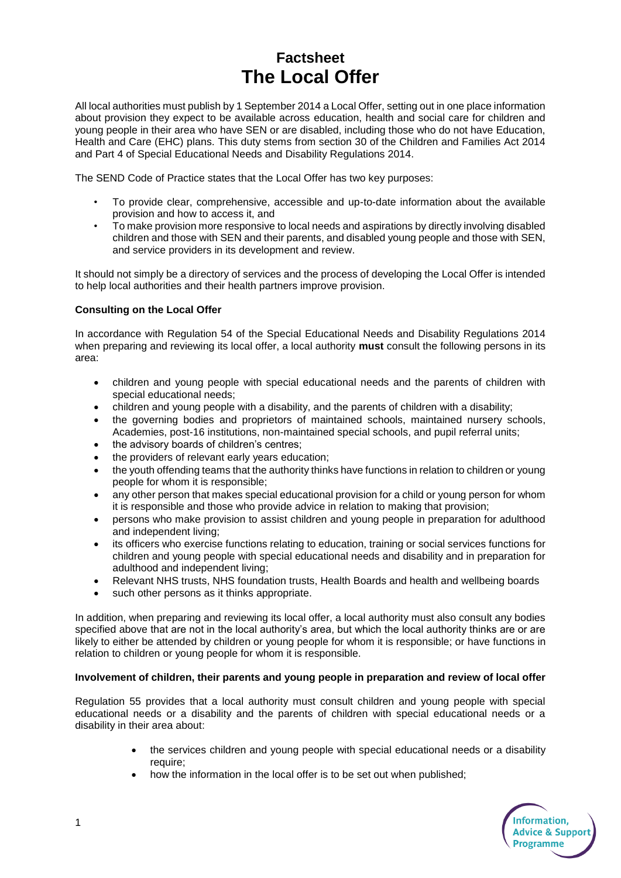# Factsheet
# The Local Offer

All local authorities must publish by 1 September 2014 a Local Offer, setting out in one place information about provision they expect to be available across education, health and social care for children and young people in their area who have SEN or are disabled, including those who do not have Education, Health and Care (EHC) plans. This duty stems from section 30 of the Children and Families Act 2014 and Part 4 of Special Educational Needs and Disability Regulations 2014.

The SEND Code of Practice states that the Local Offer has two key purposes:

- To provide clear, comprehensive, accessible and up-to-date information about the available provision and how to access it, and
- To make provision more responsive to local needs and aspirations by directly involving disabled children and those with SEN and their parents, and disabled young people and those with SEN, and service providers in its development and review.

It should not simply be a directory of services and the process of developing the Local Offer is intended to help local authorities and their health partners improve provision.

**Consulting on the Local Offer**

In accordance with Regulation 54 of the Special Educational Needs and Disability Regulations 2014 when preparing and reviewing its local offer, a local authority **must** consult the following persons in its area:

- children and young people with special educational needs and the parents of children with special educational needs;
- children and young people with a disability, and the parents of children with a disability;
- the governing bodies and proprietors of maintained schools, maintained nursery schools, Academies, post-16 institutions, non-maintained special schools, and pupil referral units;
- the advisory boards of children's centres;
- the providers of relevant early years education;
- the youth offending teams that the authority thinks have functions in relation to children or young people for whom it is responsible;
- any other person that makes special educational provision for a child or young person for whom it is responsible and those who provide advice in relation to making that provision;
- persons who make provision to assist children and young people in preparation for adulthood and independent living;
- its officers who exercise functions relating to education, training or social services functions for children and young people with special educational needs and disability and in preparation for adulthood and independent living;
- Relevant NHS trusts, NHS foundation trusts, Health Boards and health and wellbeing boards
- such other persons as it thinks appropriate.

In addition, when preparing and reviewing its local offer, a local authority must also consult any bodies specified above that are not in the local authority's area, but which the local authority thinks are or are likely to either be attended by children or young people for whom it is responsible; or have functions in relation to children or young people for whom it is responsible.

**Involvement of children, their parents and young people in preparation and review of local offer**

Regulation 55 provides that a local authority must consult children and young people with special educational needs or a disability and the parents of children with special educational needs or a disability in their area about:

- the services children and young people with special educational needs or a disability require;
- how the information in the local offer is to be set out when published;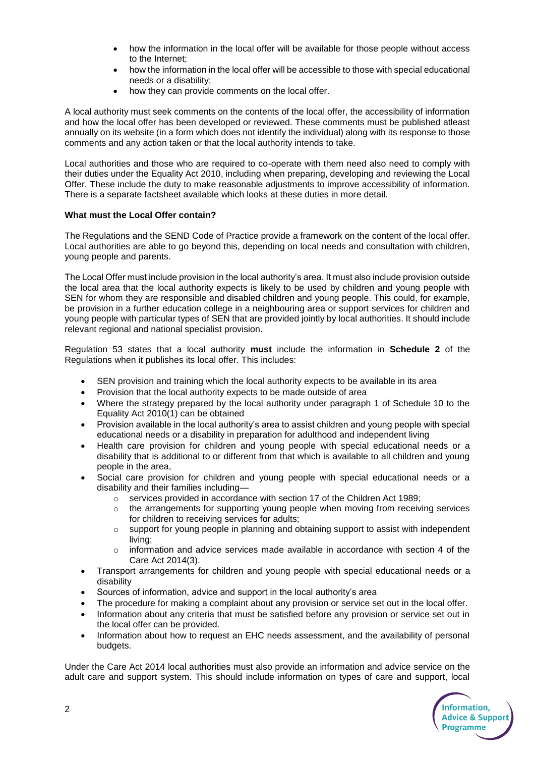- how the information in the local offer will be available for those people without access to the Internet;
- how the information in the local offer will be accessible to those with special educational needs or a disability;
- how they can provide comments on the local offer.

A local authority must seek comments on the contents of the local offer, the accessibility of information and how the local offer has been developed or reviewed. These comments must be published atleast annually on its website (in a form which does not identify the individual) along with its response to those comments and any action taken or that the local authority intends to take.

Local authorities and those who are required to co-operate with them need also need to comply with their duties under the Equality Act 2010, including when preparing, developing and reviewing the Local Offer. These include the duty to make reasonable adjustments to improve accessibility of information. There is a separate factsheet available which looks at these duties in more detail.

**What must the Local Offer contain?**

The Regulations and the SEND Code of Practice provide a framework on the content of the local offer. Local authorities are able to go beyond this, depending on local needs and consultation with children, young people and parents.

The Local Offer must include provision in the local authority's area. It must also include provision outside the local area that the local authority expects is likely to be used by children and young people with SEN for whom they are responsible and disabled children and young people. This could, for example, be provision in a further education college in a neighbouring area or support services for children and young people with particular types of SEN that are provided jointly by local authorities. It should include relevant regional and national specialist provision.

Regulation 53 states that a local authority **must** include the information in **Schedule 2** of the Regulations when it publishes its local offer. This includes:

- SEN provision and training which the local authority expects to be available in its area
- Provision that the local authority expects to be made outside of area
- Where the strategy prepared by the local authority under paragraph 1 of Schedule 10 to the Equality Act 2010(1) can be obtained
- Provision available in the local authority's area to assist children and young people with special educational needs or a disability in preparation for adulthood and independent living
- Health care provision for children and young people with special educational needs or a disability that is additional to or different from that which is available to all children and young people in the area,
- Social care provision for children and young people with special educational needs or a disability and their families including—
    - services provided in accordance with section 17 of the Children Act 1989;
    - the arrangements for supporting young people when moving from receiving services for children to receiving services for adults;
    - support for young people in planning and obtaining support to assist with independent living;
    - information and advice services made available in accordance with section 4 of the Care Act 2014(3).
- Transport arrangements for children and young people with special educational needs or a disability
- Sources of information, advice and support in the local authority's area
- The procedure for making a complaint about any provision or service set out in the local offer.
- Information about any criteria that must be satisfied before any provision or service set out in the local offer can be provided.
- Information about how to request an EHC needs assessment, and the availability of personal budgets.

Under the Care Act 2014 local authorities must also provide an information and advice service on the adult care and support system. This should include information on types of care and support, local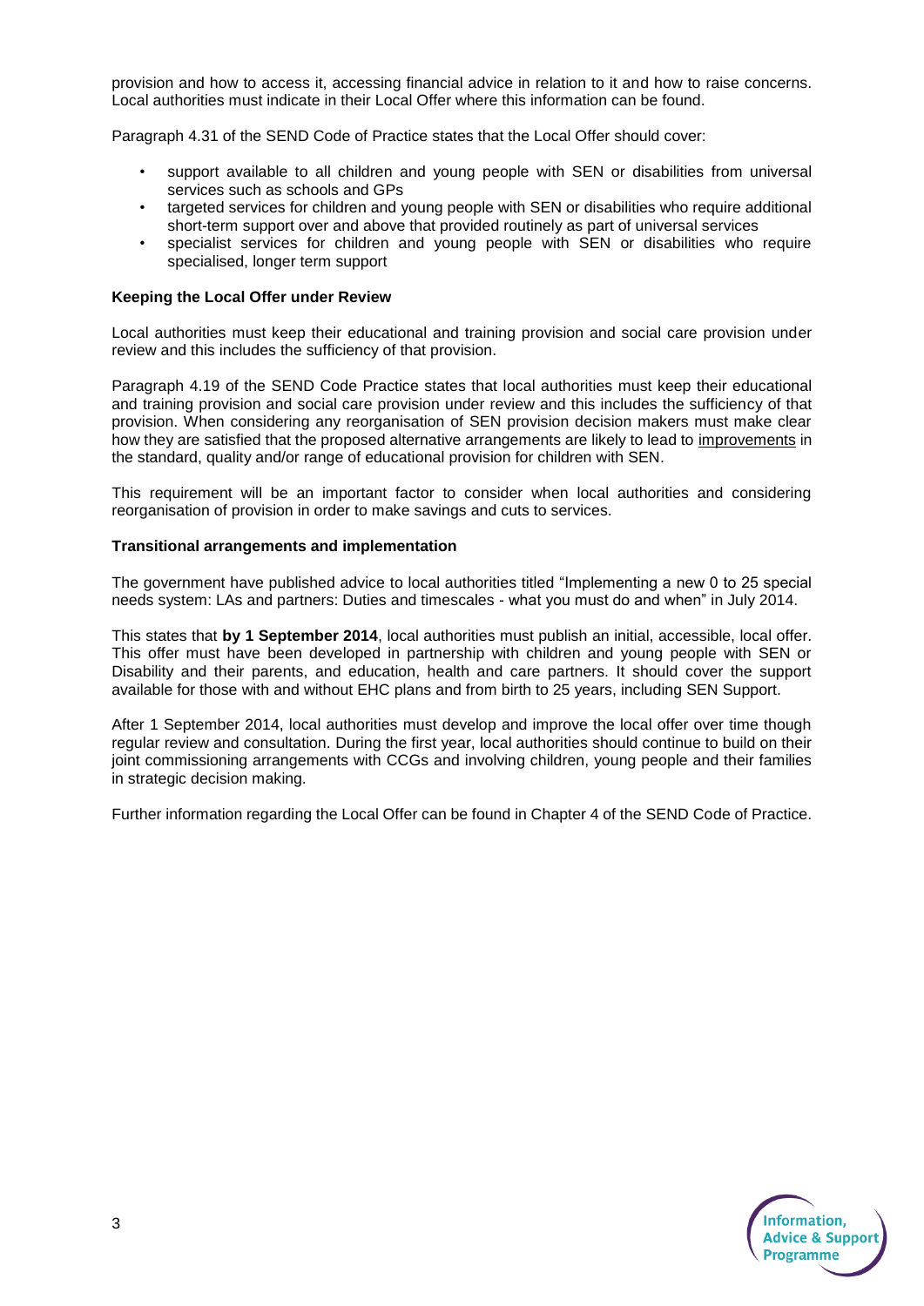provision and how to access it, accessing financial advice in relation to it and how to raise concerns. Local authorities must indicate in their Local Offer where this information can be found.

Paragraph 4.31 of the SEND Code of Practice states that the Local Offer should cover:

- support available to all children and young people with SEN or disabilities from universal services such as schools and GPs
- targeted services for children and young people with SEN or disabilities who require additional short-term support over and above that provided routinely as part of universal services
- specialist services for children and young people with SEN or disabilities who require specialised, longer term support

**Keeping the Local Offer under Review**

Local authorities must keep their educational and training provision and social care provision under review and this includes the sufficiency of that provision.

Paragraph 4.19 of the SEND Code Practice states that local authorities must keep their educational and training provision and social care provision under review and this includes the sufficiency of that provision. When considering any reorganisation of SEN provision decision makers must make clear how they are satisfied that the proposed alternative arrangements are likely to lead to improvements in the standard, quality and/or range of educational provision for children with SEN.

This requirement will be an important factor to consider when local authorities and considering reorganisation of provision in order to make savings and cuts to services.

**Transitional arrangements and implementation**

The government have published advice to local authorities titled "Implementing a new 0 to 25 special needs system: LAs and partners: Duties and timescales - what you must do and when" in July 2014.

This states that **by 1 September 2014**, local authorities must publish an initial, accessible, local offer. This offer must have been developed in partnership with children and young people with SEN or Disability and their parents, and education, health and care partners. It should cover the support available for those with and without EHC plans and from birth to 25 years, including SEN Support.

After 1 September 2014, local authorities must develop and improve the local offer over time though regular review and consultation. During the first year, local authorities should continue to build on their joint commissioning arrangements with CCGs and involving children, young people and their families in strategic decision making.

Further information regarding the Local Offer can be found in Chapter 4 of the SEND Code of Practice.